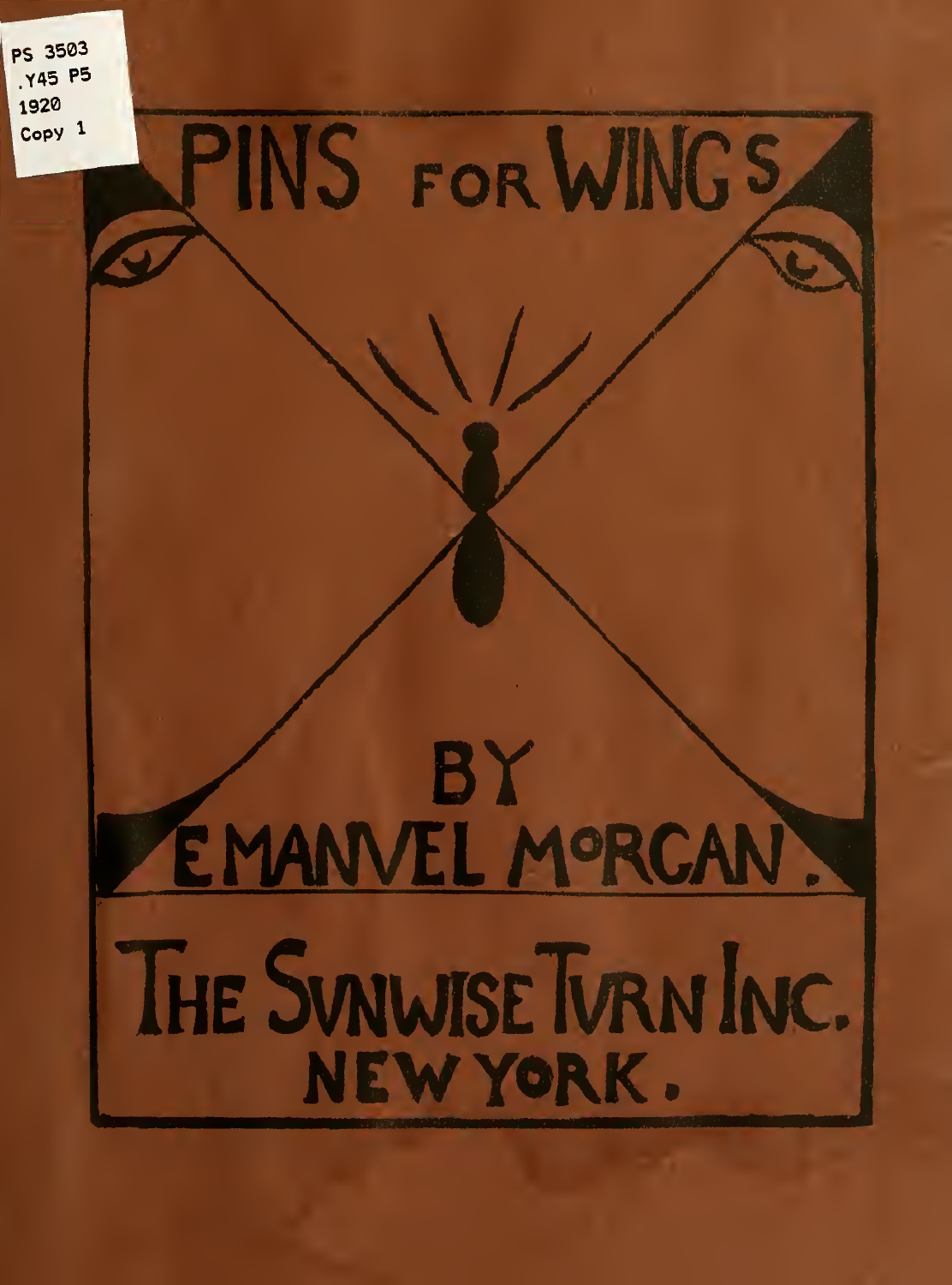# PINS FOR WINGS

BY

EMANUEL MORGAN.

THE SUNWISE TURN INC.
NEW YORK.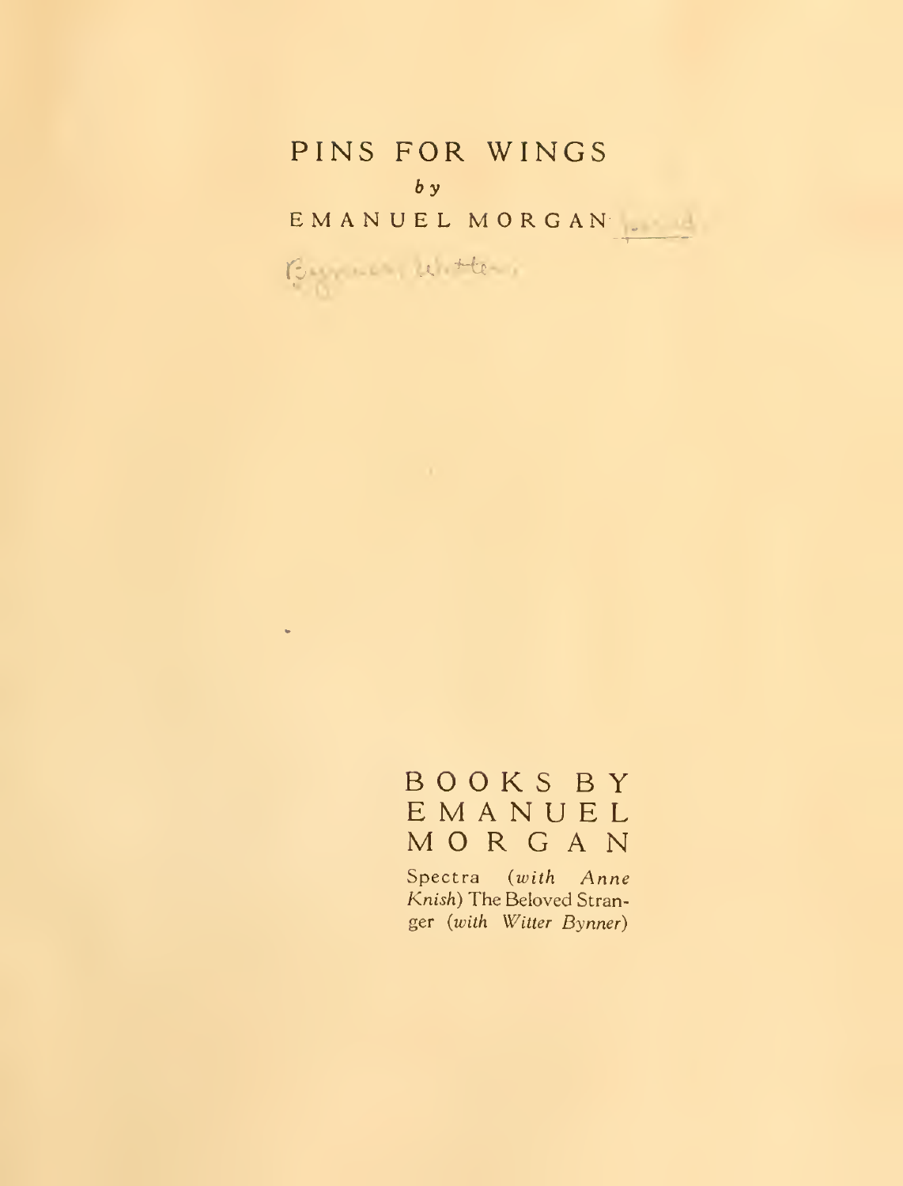# PINS FOR WINGS

*by*

EMANUEL MORGAN

## BOOKS BY EMANUEL MORGAN

Spectra (*with Anne Knish*) The Beloved Stranger (*with Witter Bynner*)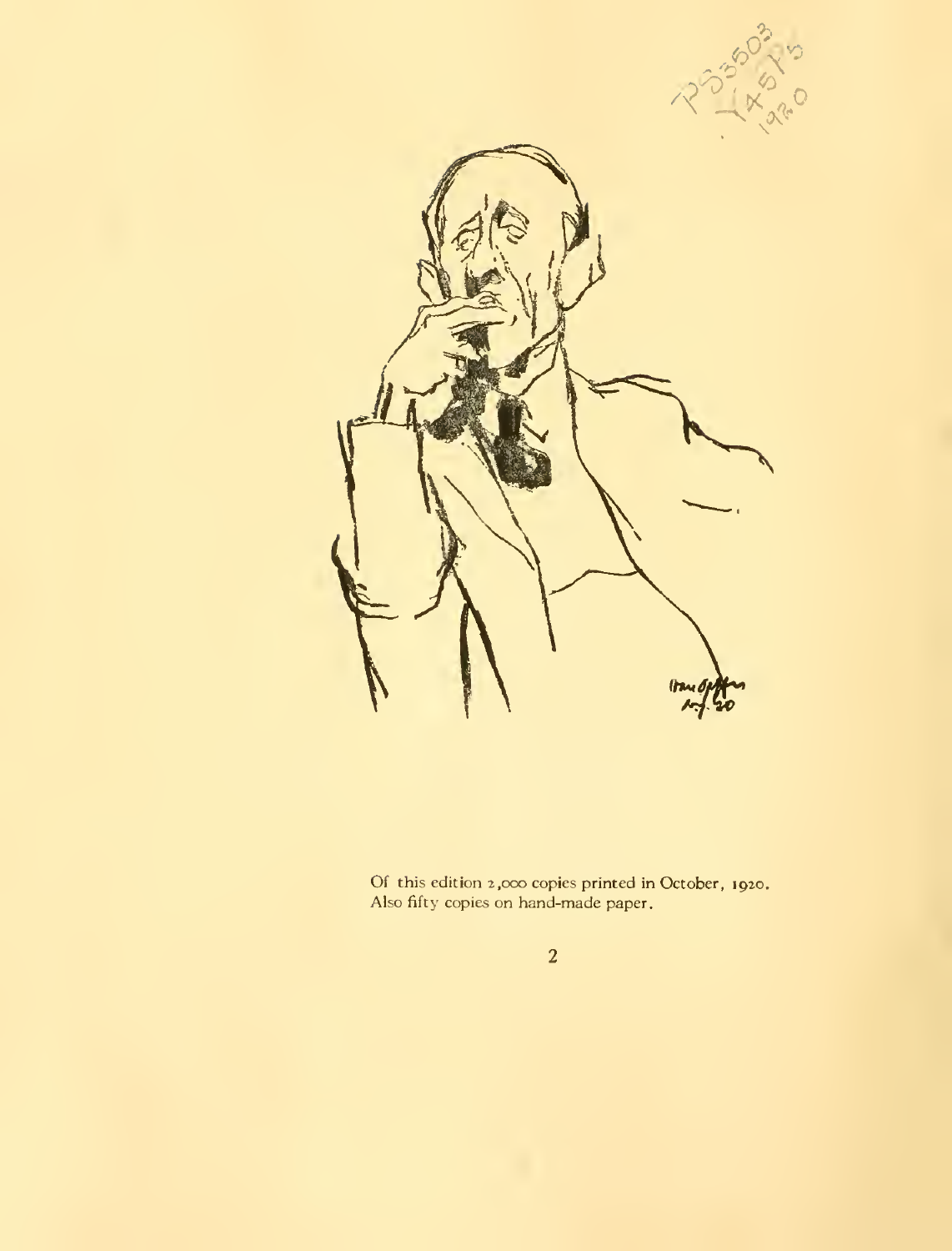Of this edition 2,000 copies printed in October, 1920.
Also fifty copies on hand-made paper.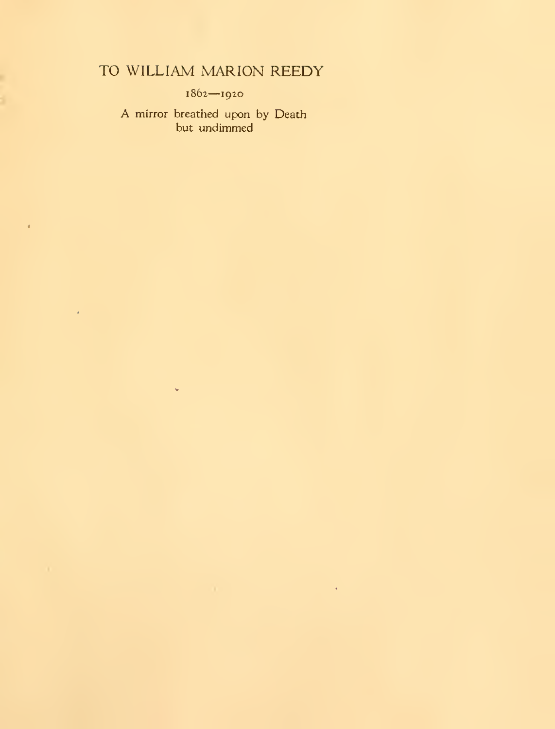# TO WILLIAM MARION REEDY

1862—1920

A mirror breathed upon by Death
but undimmed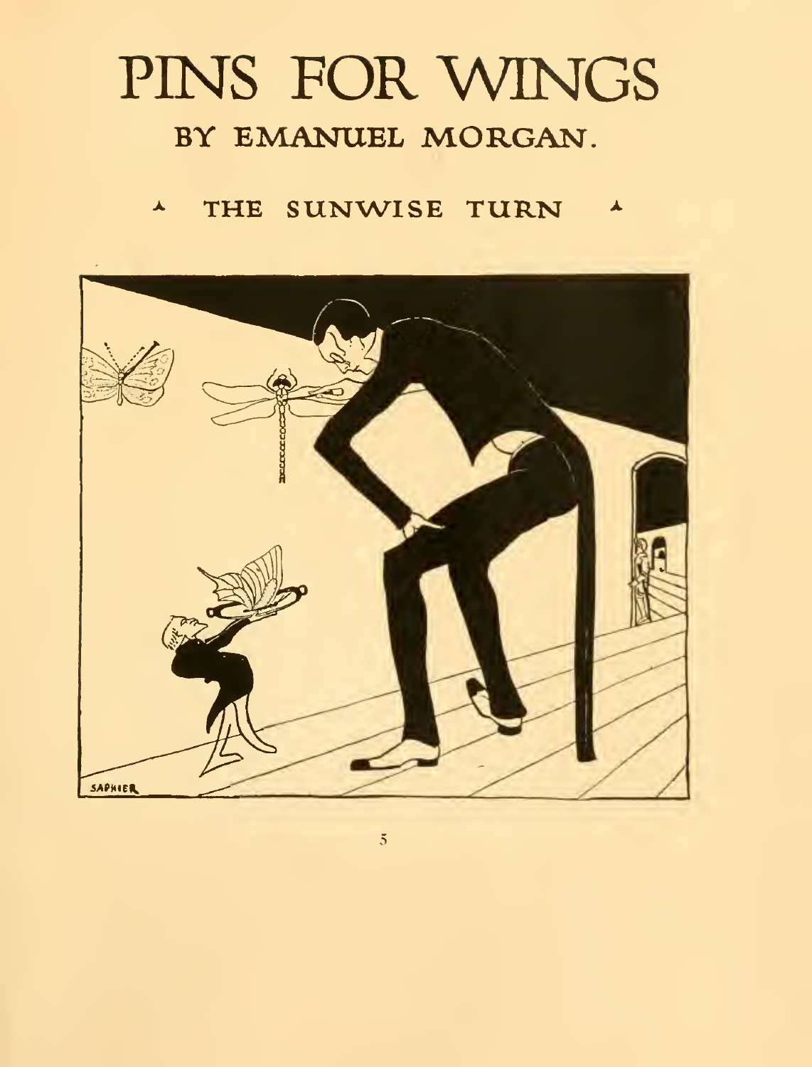# PINS FOR WINGS

## BY EMANUEL MORGAN.

### ▲ THE SUNWISE TURN ▲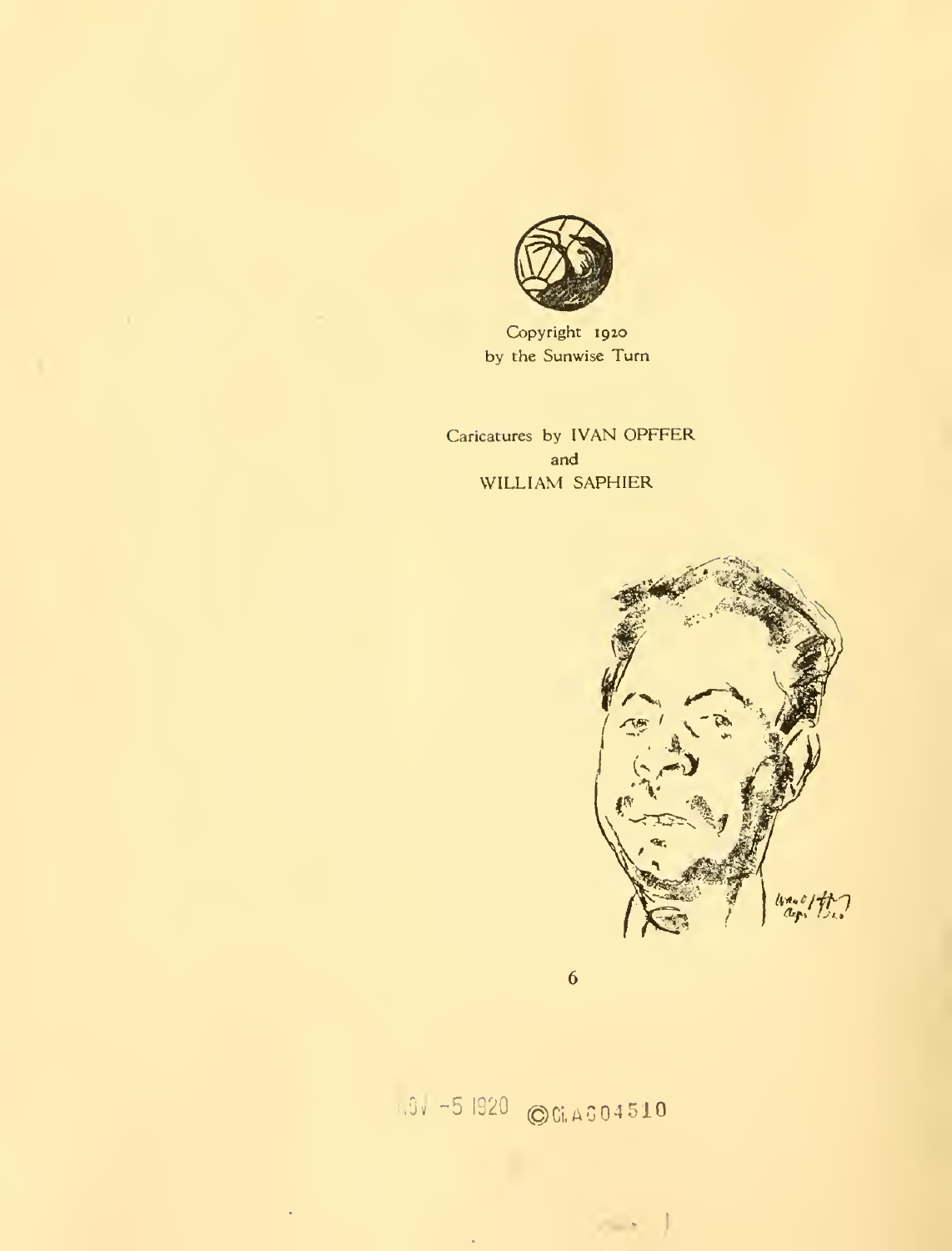Copyright 1920
by the Sunwise Turn

Caricatures by IVAN OPFFER
and
WILLIAM SAPHIER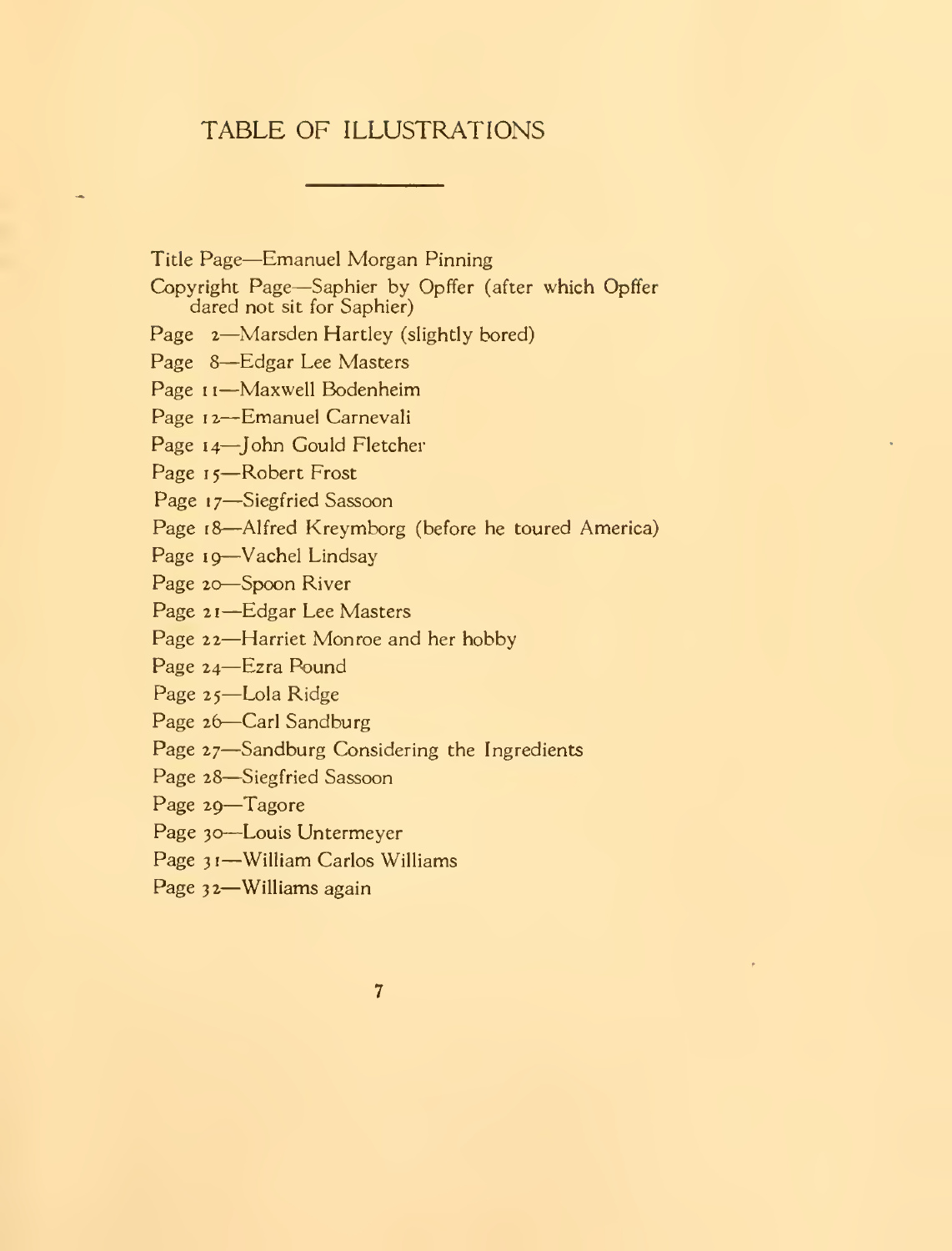# TABLE OF ILLUSTRATIONS

Title Page—Emanuel Morgan Pinning

Copyright Page—Saphier by Opffer (after which Opffer dared not sit for Saphier)

Page 2—Marsden Hartley (slightly bored)

Page 8—Edgar Lee Masters

Page 11—Maxwell Bodenheim

Page 12—Emanuel Carnevali

Page 14—John Gould Fletcher

Page 15—Robert Frost

Page 17—Siegfried Sassoon

Page 18—Alfred Kreymborg (before he toured America)

Page 19—Vachel Lindsay

Page 20—Spoon River

Page 21—Edgar Lee Masters

Page 22—Harriet Monroe and her hobby

Page 24—Ezra Pound

Page 25—Lola Ridge

Page 26—Carl Sandburg

Page 27—Sandburg Considering the Ingredients

Page 28—Siegfried Sassoon

Page 29—Tagore

Page 30—Louis Untermeyer

Page 31—William Carlos Williams

Page 32—Williams again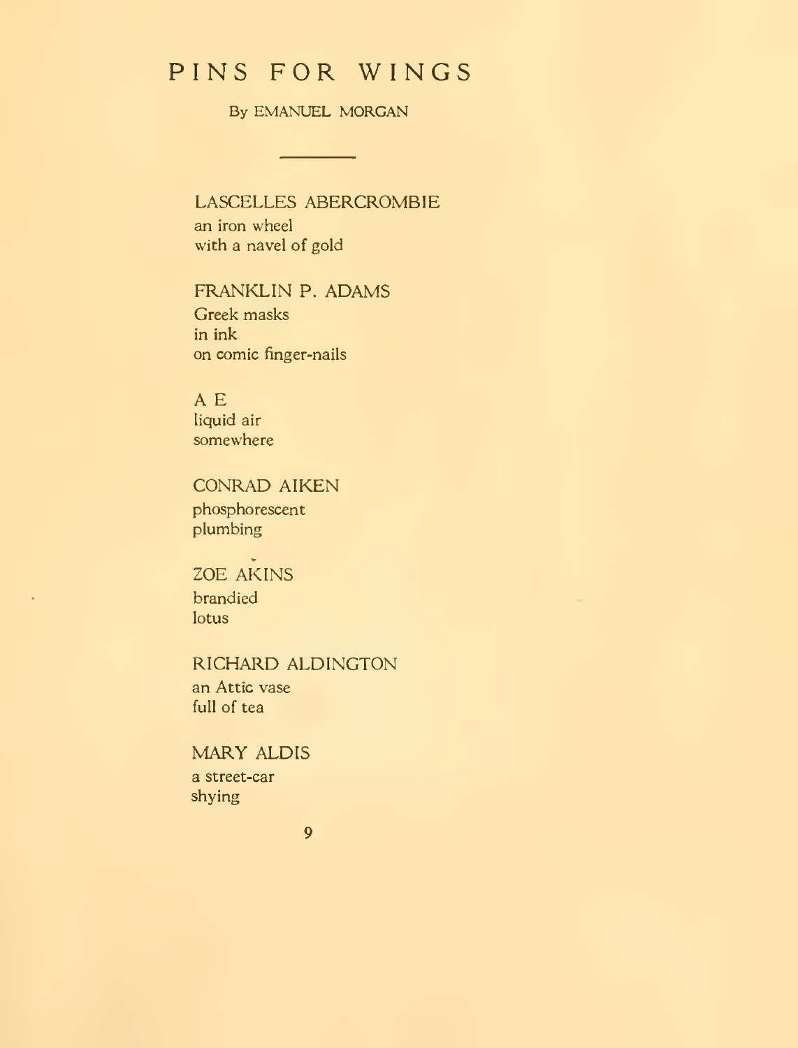# PINS FOR WINGS

By EMANUEL MORGAN

---

LASCELLES ABERCROMBIE
an iron wheel
with a navel of gold

FRANKLIN P. ADAMS
Greek masks
in ink
on comic finger-nails

A E
liquid air
somewhere

CONRAD AIKEN
phosphorescent
plumbing

ZOE AKINS
brandied
lotus

RICHARD ALDINGTON
an Attic vase
full of tea

MARY ALDIS
a street-car
shying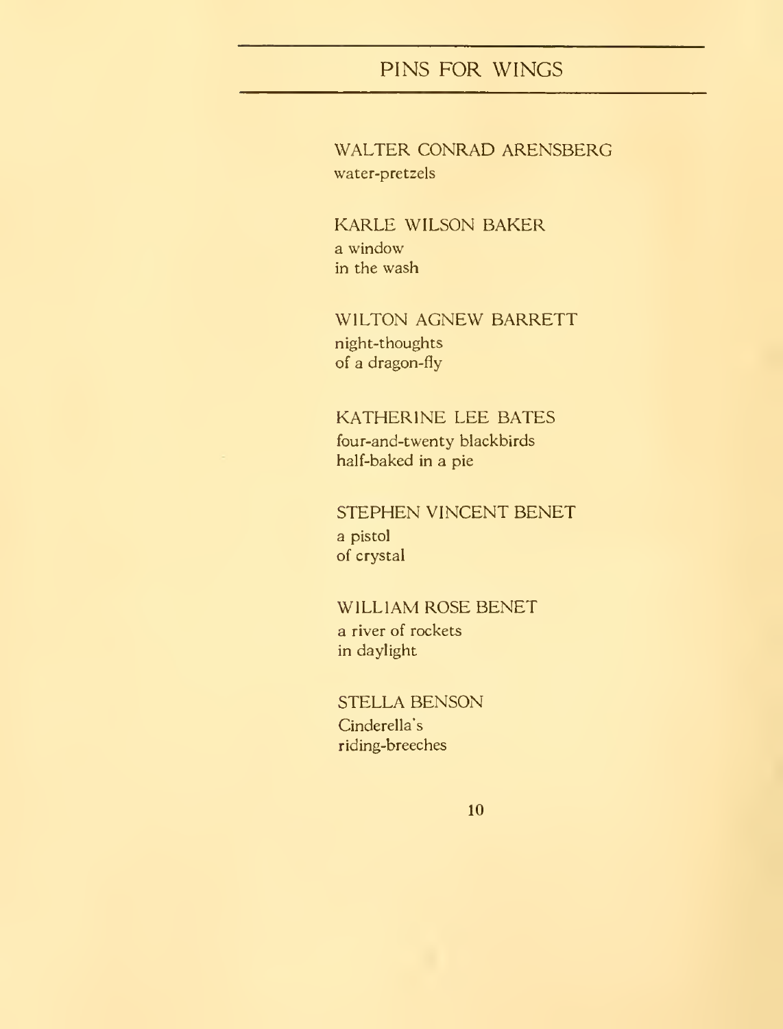WALTER CONRAD ARENSBERG
water-pretzels

KARLE WILSON BAKER
a window
in the wash

WILTON AGNEW BARRETT
night-thoughts
of a dragon-fly

KATHERINE LEE BATES
four-and-twenty blackbirds
half-baked in a pie

STEPHEN VINCENT BENET
a pistol
of crystal

WILLIAM ROSE BENET
a river of rockets
in daylight

STELLA BENSON
Cinderella's
riding-breeches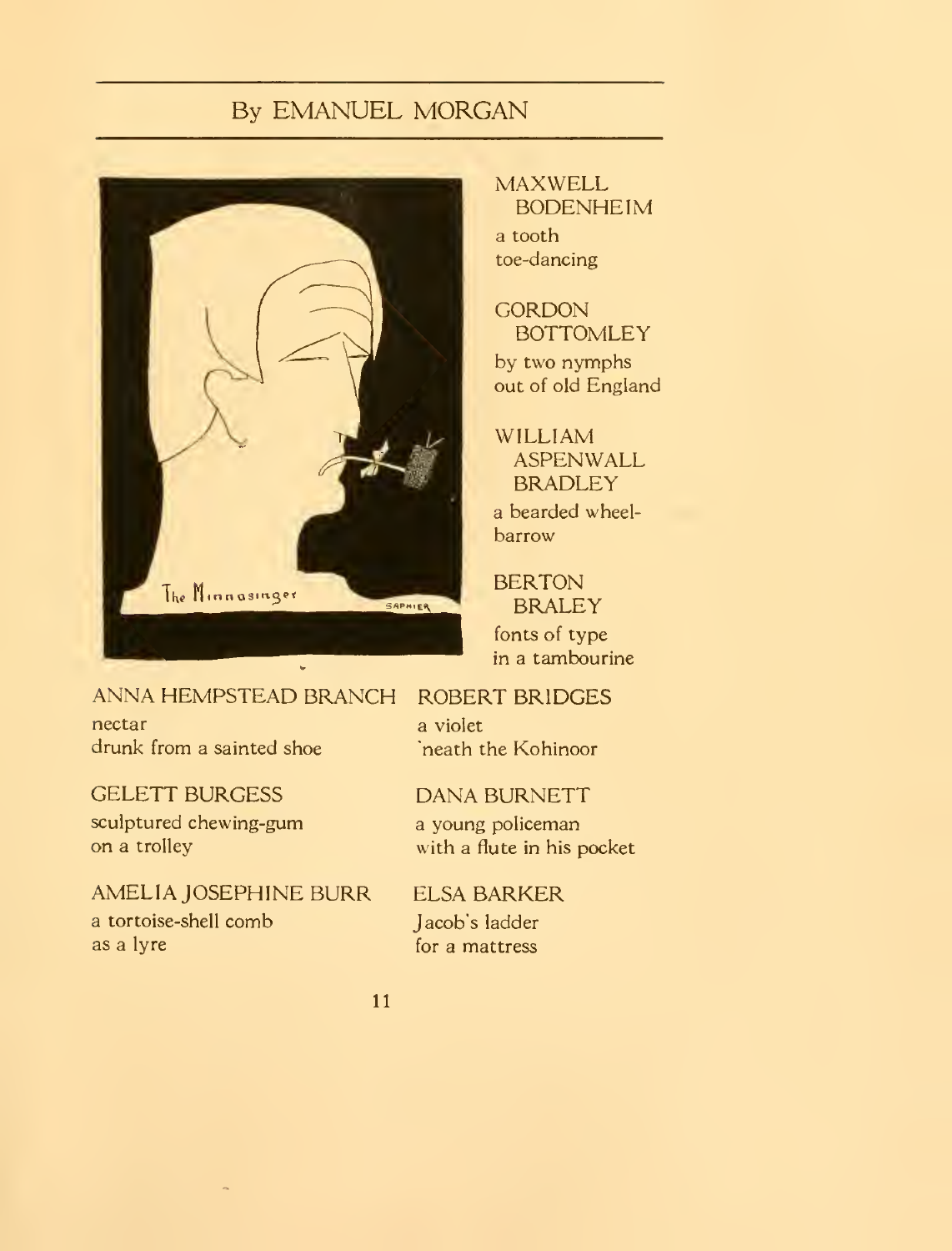## By EMANUEL MORGAN

The Minnasinger

SAPHIER

MAXWELL BODENHEIM

a tooth
toe-dancing

GORDON BOTTOMLEY

by two nymphs
out of old England

WILLIAM ASPENWALL BRADLEY

a bearded wheel-
barrow

BERTON BRALEY

fonts of type
in a tambourine

ANNA HEMPSTEAD BRANCH

nectar
drunk from a sainted shoe

ROBERT BRIDGES

a violet
'neath the Kohinoor

GELETT BURGESS

sculptured chewing-gum
on a trolley

DANA BURNETT

a young policeman
with a flute in his pocket

AMELIA JOSEPHINE BURR

a tortoise-shell comb
as a lyre

ELSA BARKER

Jacob's ladder
for a mattress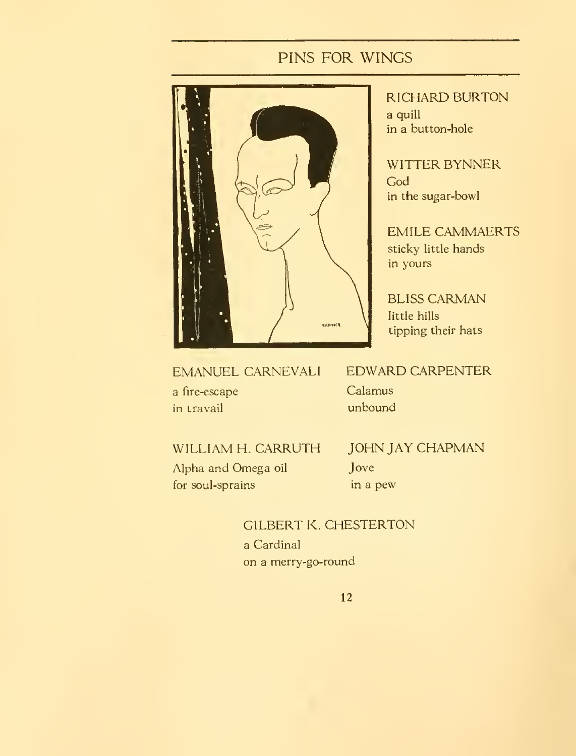## PINS FOR WINGS

RICHARD BURTON
a quill
in a button-hole

WITTER BYNNER
God
in the sugar-bowl

EMILE CAMMAERTS
sticky little hands
in yours

BLISS CARMAN
little hills
tipping their hats

EMANUEL CARNEVALI
a fire-escape
in travail

EDWARD CARPENTER
Calamus
unbound

WILLIAM H. CARRUTH
Alpha and Omega oil
for soul-sprains

JOHN JAY CHAPMAN
Jove
in a pew

GILBERT K. CHESTERTON
a Cardinal
on a merry-go-round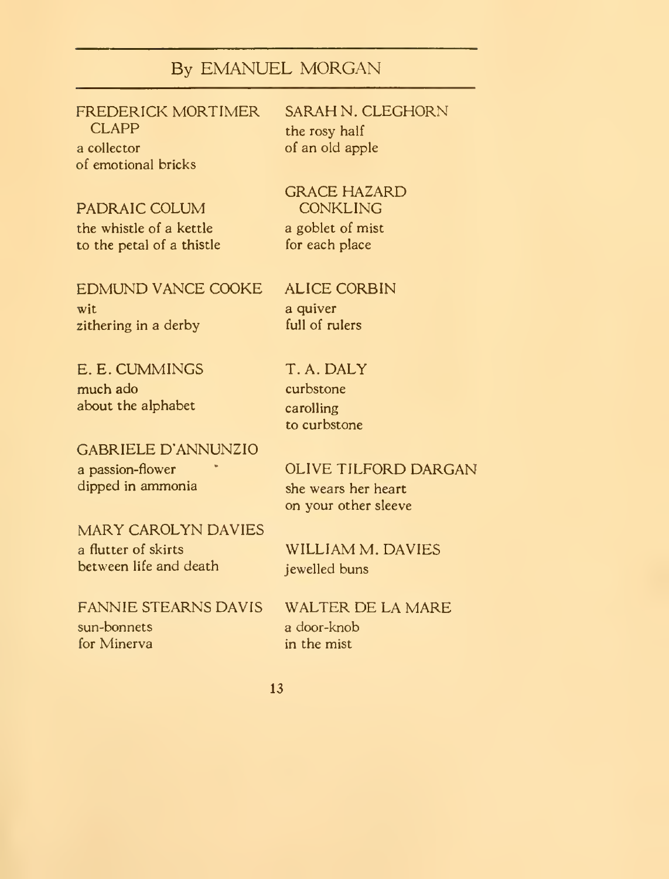## By EMANUEL MORGAN

FREDERICK MORTIMER CLAPP
a collector
of emotional bricks

PADRAIC COLUM
the whistle of a kettle
to the petal of a thistle

EDMUND VANCE COOKE
wit
zithering in a derby

E. E. CUMMINGS
much ado
about the alphabet

GABRIELE D'ANNUNZIO
a passion-flower
dipped in ammonia

MARY CAROLYN DAVIES
a flutter of skirts
between life and death

FANNIE STEARNS DAVIS
sun-bonnets
for Minerva

SARAH N. CLEGHORN
the rosy half
of an old apple

GRACE HAZARD CONKLING
a goblet of mist
for each place

ALICE CORBIN
a quiver
full of rulers

T. A. DALY
curbstone
carolling
to curbstone

OLIVE TILFORD DARGAN
she wears her heart
on your other sleeve

WILLIAM M. DAVIES
jewelled buns

WALTER DE LA MARE
a door-knob
in the mist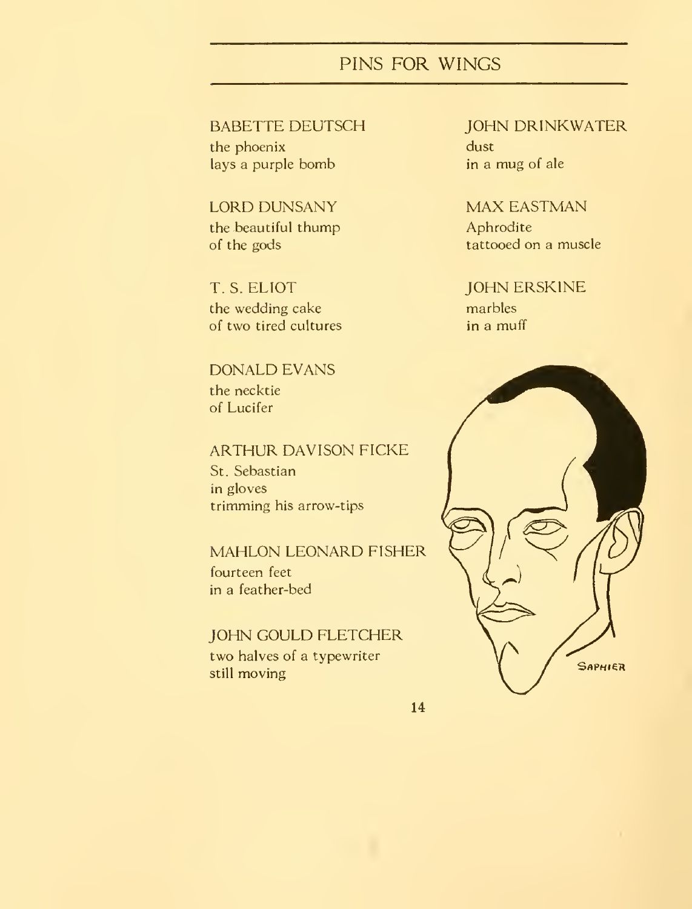## PINS FOR WINGS

BABETTE DEUTSCH
the phoenix
lays a purple bomb

LORD DUNSANY
the beautiful thump
of the gods

T. S. ELIOT
the wedding cake
of two tired cultures

DONALD EVANS
the necktie
of Lucifer

ARTHUR DAVISON FICKE
St. Sebastian
in gloves
trimming his arrow-tips

MAHLON LEONARD FISHER
fourteen feet
in a feather-bed

JOHN GOULD FLETCHER
two halves of a typewriter
still moving

JOHN DRINKWATER
dust
in a mug of ale

MAX EASTMAN
Aphrodite
tattooed on a muscle

JOHN ERSKINE
marbles
in a muff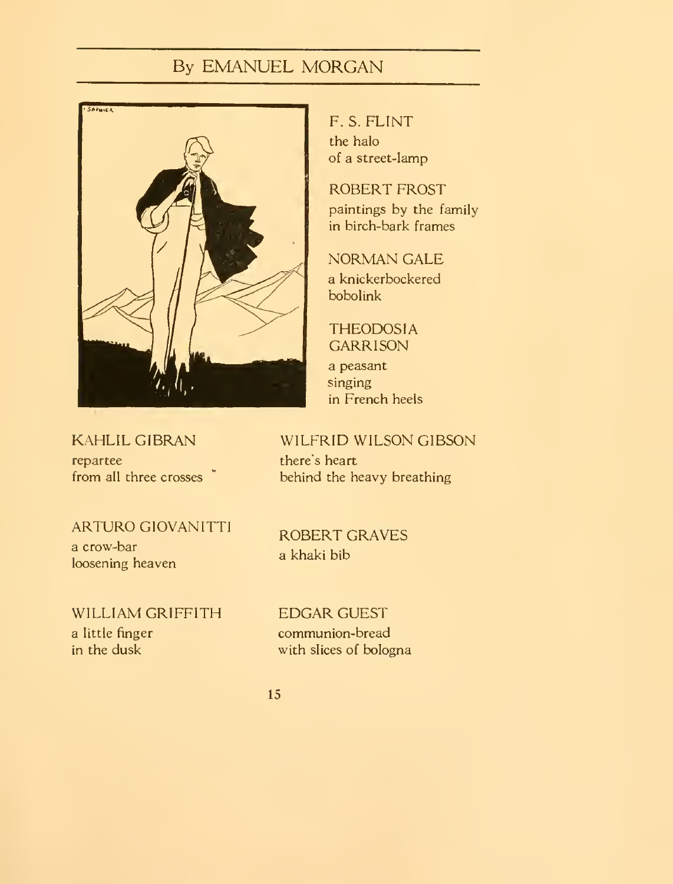## By EMANUEL MORGAN

F. S. FLINT
the halo
of a street-lamp

ROBERT FROST
paintings by the family
in birch-bark frames

NORMAN GALE
a knickerbockered
bobolink

THEODOSIA GARRISON
a peasant
singing
in French heels

KAHLIL GIBRAN
repartee
from all three crosses

WILFRID WILSON GIBSON
there's heart
behind the heavy breathing

ARTURO GIOVANITTI
a crow-bar
loosening heaven

ROBERT GRAVES
a khaki bib

WILLIAM GRIFFITH
a little finger
in the dusk

EDGAR GUEST
communion-bread
with slices of bologna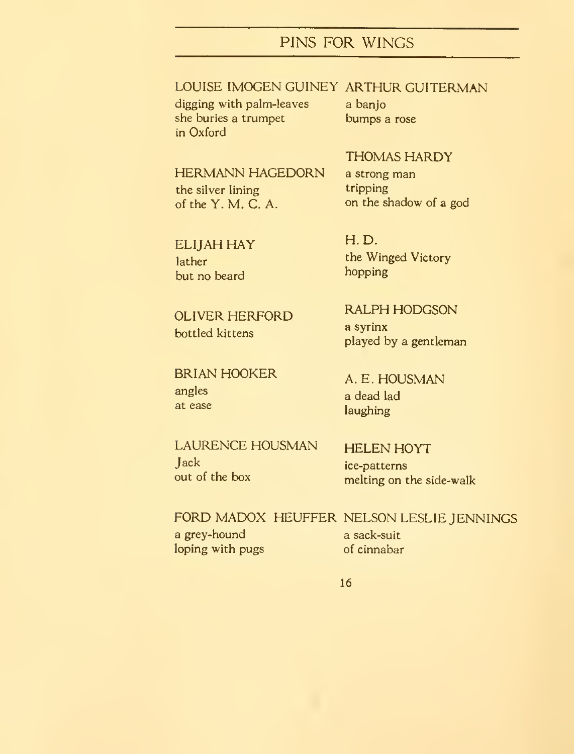## PINS FOR WINGS

LOUISE IMOGEN GUINEY
digging with palm-leaves
she buries a trumpet
in Oxford

HERMANN HAGEDORN
the silver lining
of the Y. M. C. A.

ELIJAH HAY
lather
but no beard

OLIVER HERFORD
bottled kittens

BRIAN HOOKER
angles
at ease

LAURENCE HOUSMAN
Jack
out of the box

FORD MADOX HEUFFER
a grey-hound
loping with pugs

ARTHUR GUITERMAN
a banjo
bumps a rose

THOMAS HARDY
a strong man
tripping
on the shadow of a god

H. D.
the Winged Victory
hopping

RALPH HODGSON
a syrinx
played by a gentleman

A. E. HOUSMAN
a dead lad
laughing

HELEN HOYT
ice-patterns
melting on the side-walk

NELSON LESLIE JENNINGS
a sack-suit
of cinnabar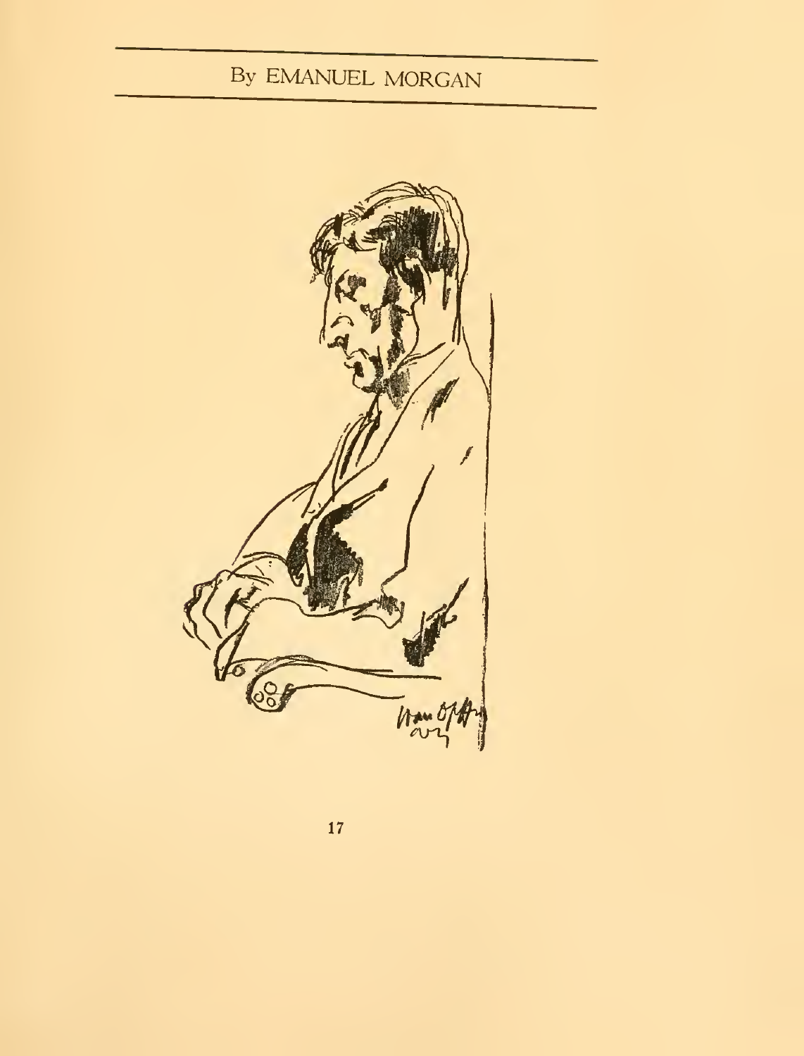By EMANUEL MORGAN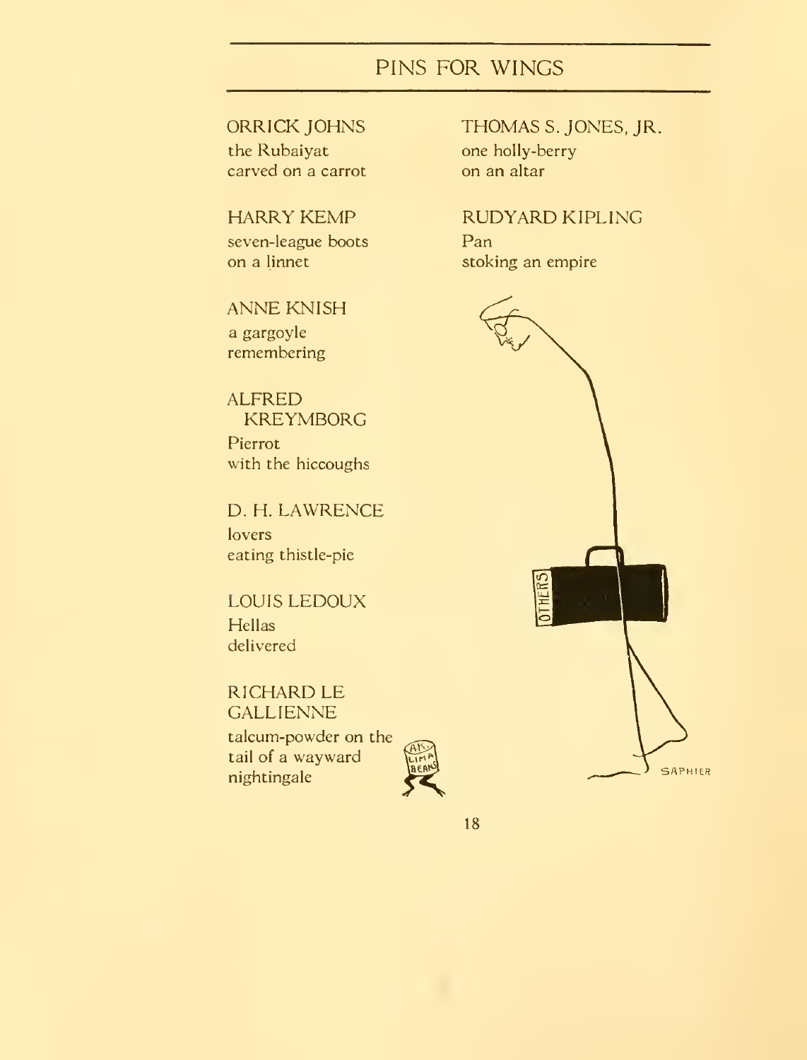## PINS FOR WINGS

ORRICK JOHNS
the Rubaiyat
carved on a carrot

HARRY KEMP
seven-league boots
on a linnet

ANNE KNISH
a gargoyle
remembering

ALFRED KREYMBORG
Pierrot
with the hiccoughs

D. H. LAWRENCE
lovers
eating thistle-pie

LOUIS LEDOUX
Hellas
delivered

RICHARD LE GALLIENNE
talcum-powder on the
tail of a wayward
nightingale

THOMAS S. JONES, JR.
one holly-berry
on an altar

RUDYARD KIPLING
Pan
stoking an empire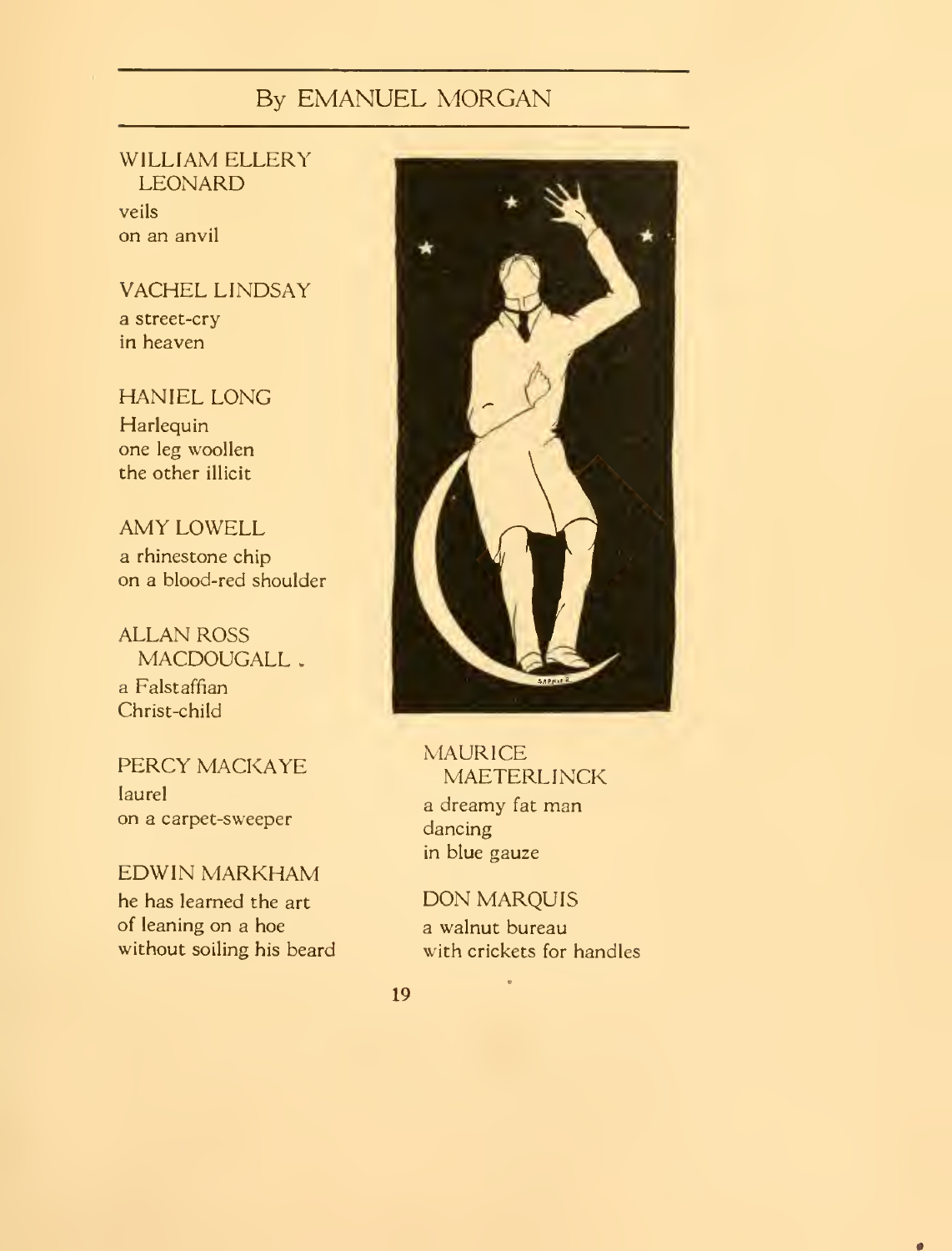## By EMANUEL MORGAN

WILLIAM ELLERY LEONARD

veils
on an anvil

VACHEL LINDSAY

a street-cry
in heaven

HANIEL LONG

Harlequin
one leg woollen
the other illicit

AMY LOWELL

a rhinestone chip
on a blood-red shoulder

ALLAN ROSS MACDOUGALL

a Falstaffian
Christ-child

PERCY MACKAYE

laurel
on a carpet-sweeper

EDWIN MARKHAM

he has learned the art
of leaning on a hoe
without soiling his beard

MAURICE MAETERLINCK

a dreamy fat man
dancing
in blue gauze

DON MARQUIS

a walnut bureau
with crickets for handles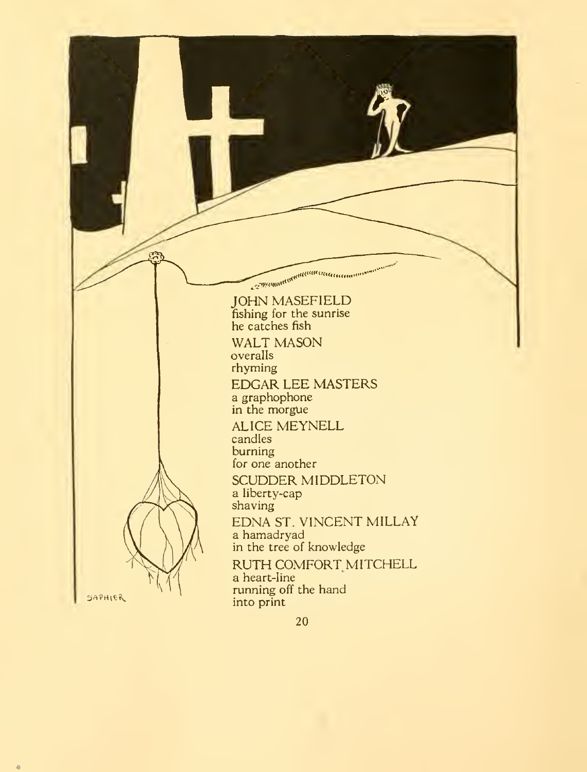JOHN MASEFIELD
fishing for the sunrise
he catches fish

WALT MASON
overalls
rhyming

EDGAR LEE MASTERS
a graphophone
in the morgue

ALICE MEYNELL
candles
burning
for one another

SCUDDER MIDDLETON
a liberty-cap
shaving

EDNA ST. VINCENT MILLAY
a hamadryad
in the tree of knowledge

RUTH COMFORT MITCHELL
a heart-line
running off the hand
into print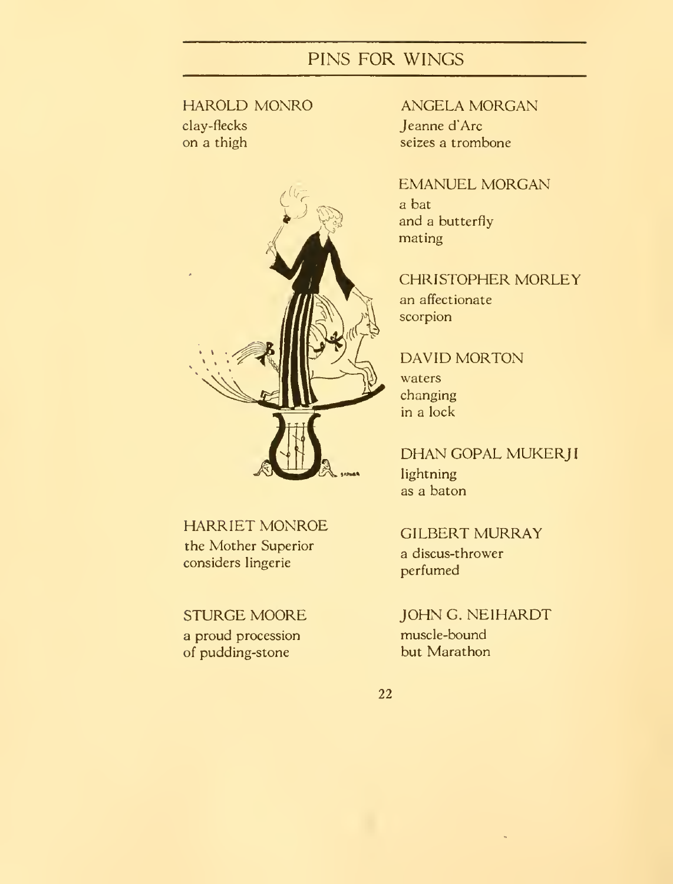## PINS FOR WINGS

HAROLD MONRO
clay-flecks
on a thigh

HARRIET MONROE
the Mother Superior
considers lingerie

STURGE MOORE
a proud procession
of pudding-stone

ANGELA MORGAN
Jeanne d'Arc
seizes a trombone

EMANUEL MORGAN
a bat
and a butterfly
mating

CHRISTOPHER MORLEY
an affectionate
scorpion

DAVID MORTON
waters
changing
in a lock

DHAN GOPAL MUKERJI
lightning
as a baton

GILBERT MURRAY
a discus-thrower
perfumed

JOHN G. NEIHARDT
muscle-bound
but Marathon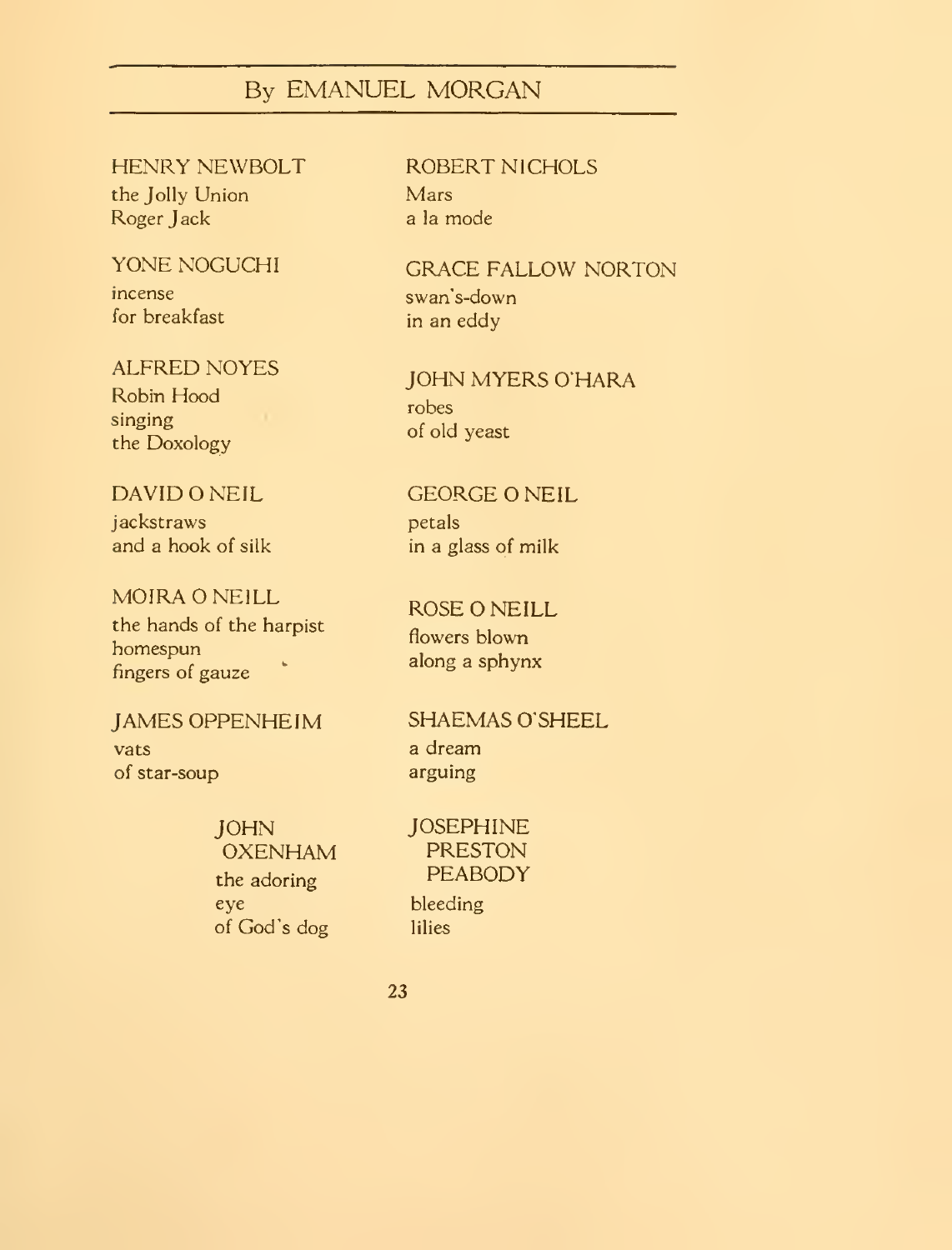## By EMANUEL MORGAN

HENRY NEWBOLT
the Jolly Union
Roger Jack

ROBERT NICHOLS
Mars
a la mode

YONE NOGUCHI
incense
for breakfast

GRACE FALLOW NORTON
swan's-down
in an eddy

ALFRED NOYES
Robin Hood
singing
the Doxology

JOHN MYERS O'HARA
robes
of old yeast

DAVID O NEIL
jackstraws
and a hook of silk

GEORGE O NEIL
petals
in a glass of milk

MOIRA O NEILL
the hands of the harpist
homespun
fingers of gauze

ROSE O NEILL
flowers blown
along a sphynx

JAMES OPPENHEIM
vats
of star-soup

SHAEMAS O'SHEEL
a dream
arguing

JOHN
OXENHAM
the adoring
eye
of God's dog

JOSEPHINE
PRESTON
PEABODY
bleeding
lilies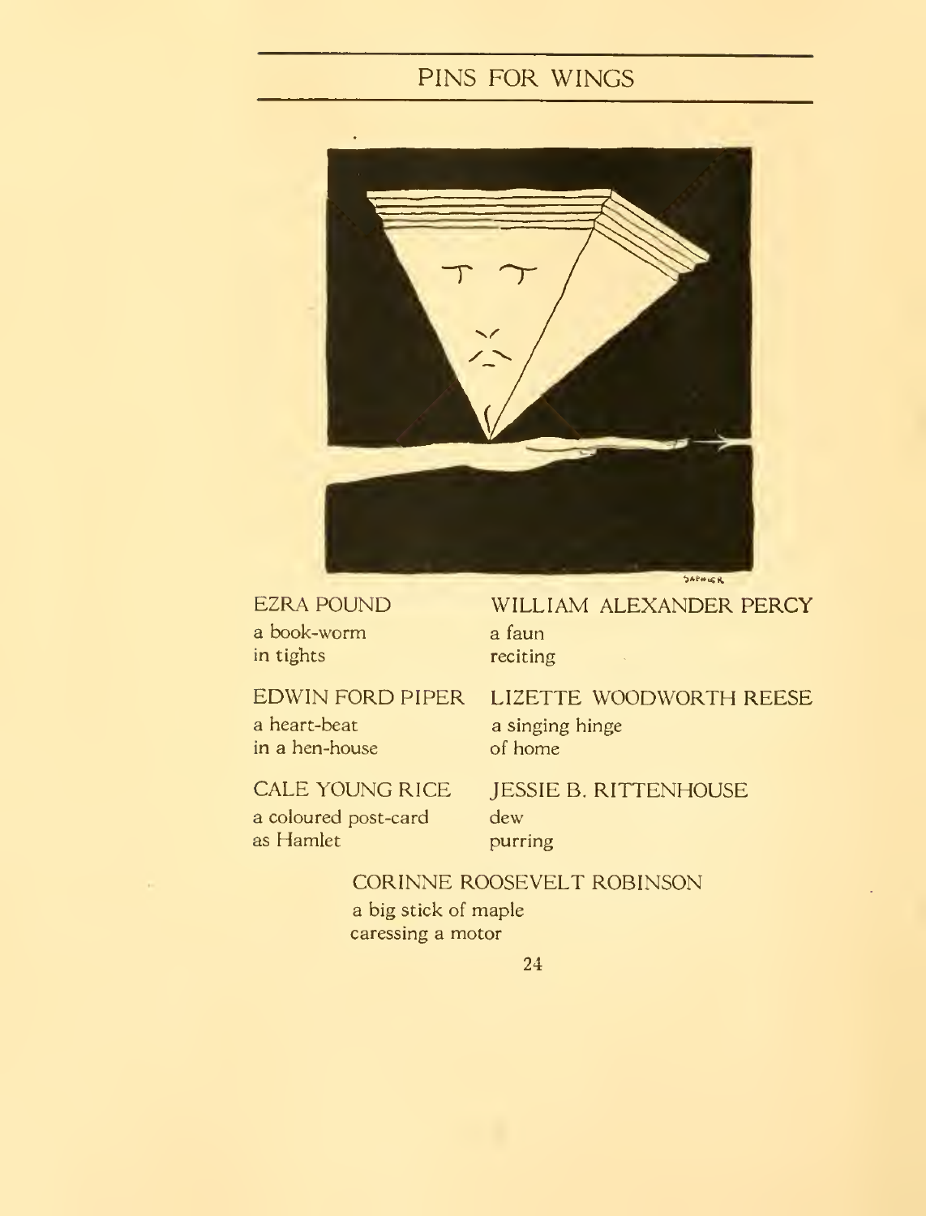EZRA POUND
a book-worm
in tights

WILLIAM ALEXANDER PERCY
a faun
reciting

EDWIN FORD PIPER
a heart-beat
in a hen-house

LIZETTE WOODWORTH REESE
a singing hinge
of home

CALE YOUNG RICE
a coloured post-card
as Hamlet

JESSIE B. RITTENHOUSE
dew
purring

CORINNE ROOSEVELT ROBINSON
a big stick of maple
caressing a motor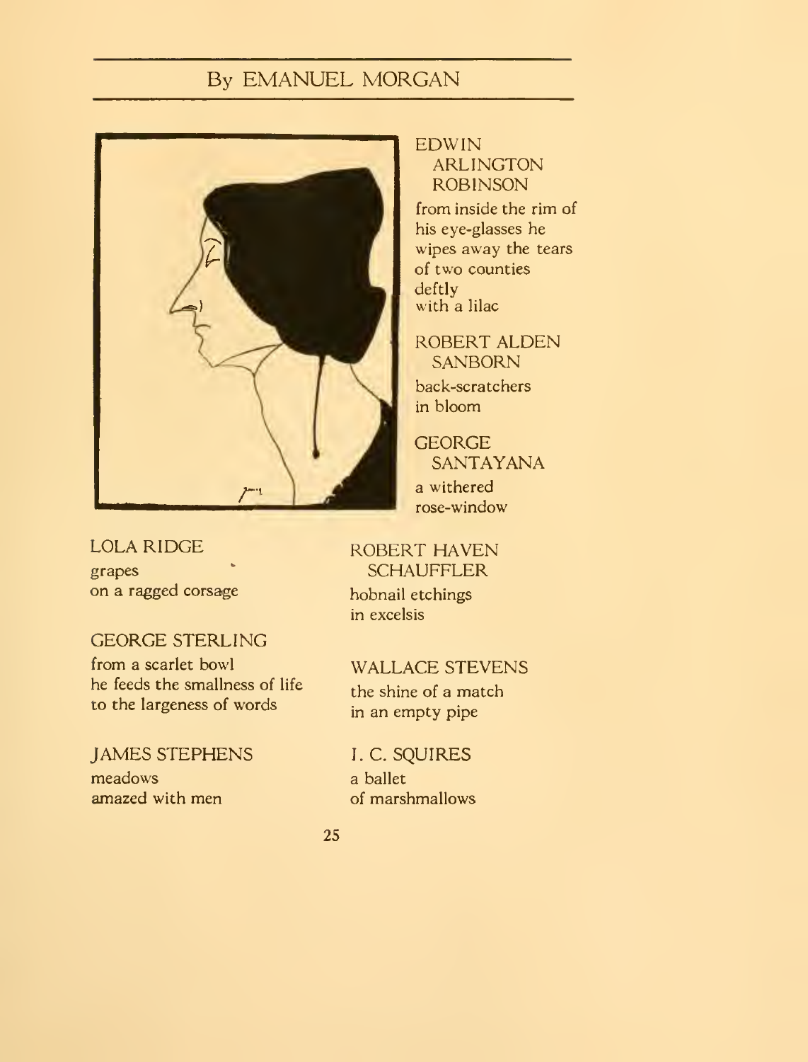## By EMANUEL MORGAN

### EDWIN ARLINGTON ROBINSON

from inside the rim of
his eye-glasses he
wipes away the tears
of two counties
deftly
with a lilac

### ROBERT ALDEN SANBORN

back-scratchers
in bloom

### GEORGE SANTAYANA

a withered
rose-window

### LOLA RIDGE

grapes
on a ragged corsage

### GEORGE STERLING

from a scarlet bowl
he feeds the smallness of life
to the largeness of words

### JAMES STEPHENS

meadows
amazed with men

### ROBERT HAVEN SCHAUFFLER

hobnail etchings
in excelsis

### WALLACE STEVENS

the shine of a match
in an empty pipe

### J. C. SQUIRES

a ballet
of marshmallows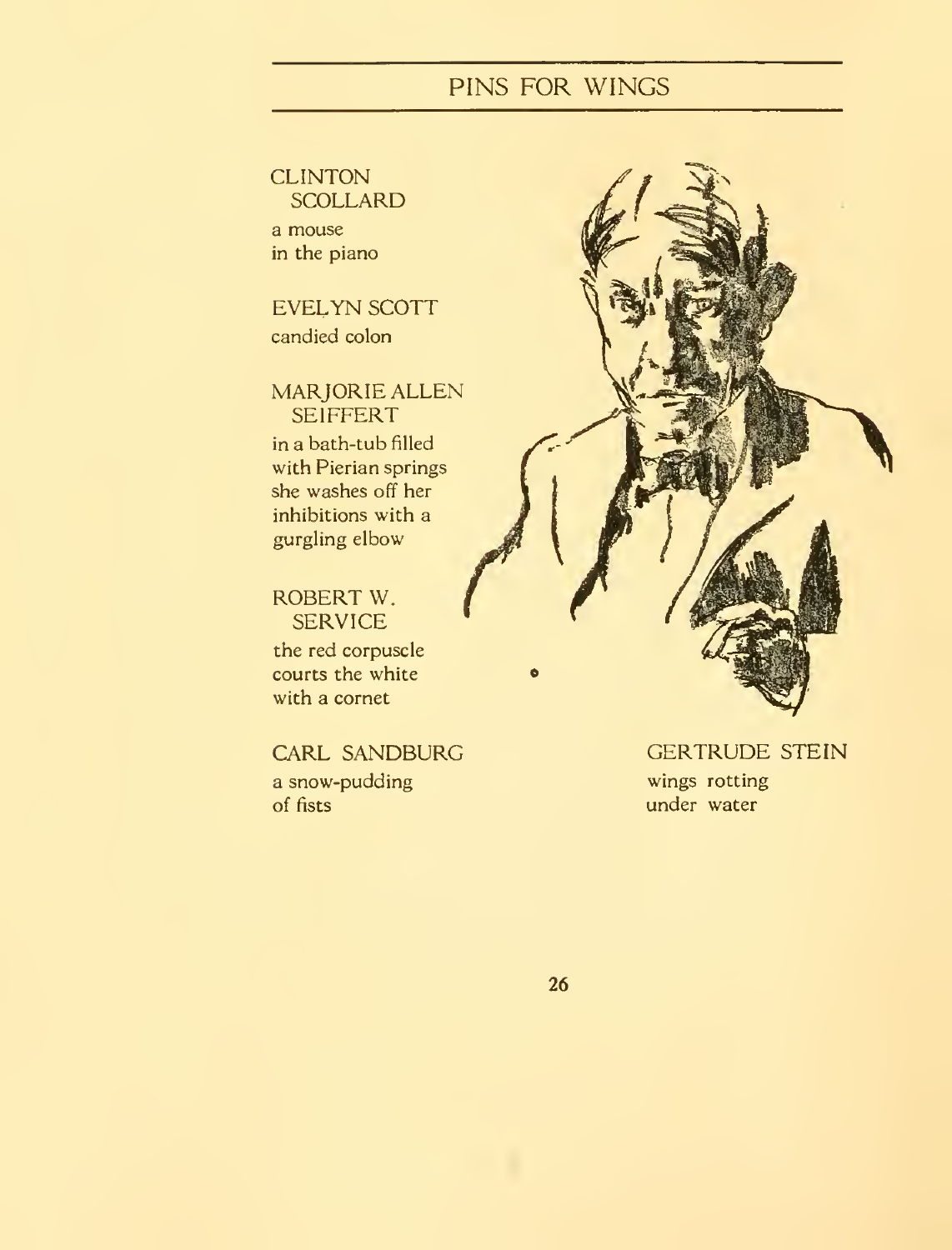## PINS FOR WINGS

CLINTON SCOLLARD
a mouse
in the piano

EVELYN SCOTT
candied colon

MARJORIE ALLEN SEIFFERT
in a bath-tub filled
with Pierian springs
she washes off her
inhibitions with a
gurgling elbow

ROBERT W. SERVICE
the red corpuscle
courts the white
with a cornet

CARL SANDBURG
a snow-pudding
of fists

GERTRUDE STEIN
wings rotting
under water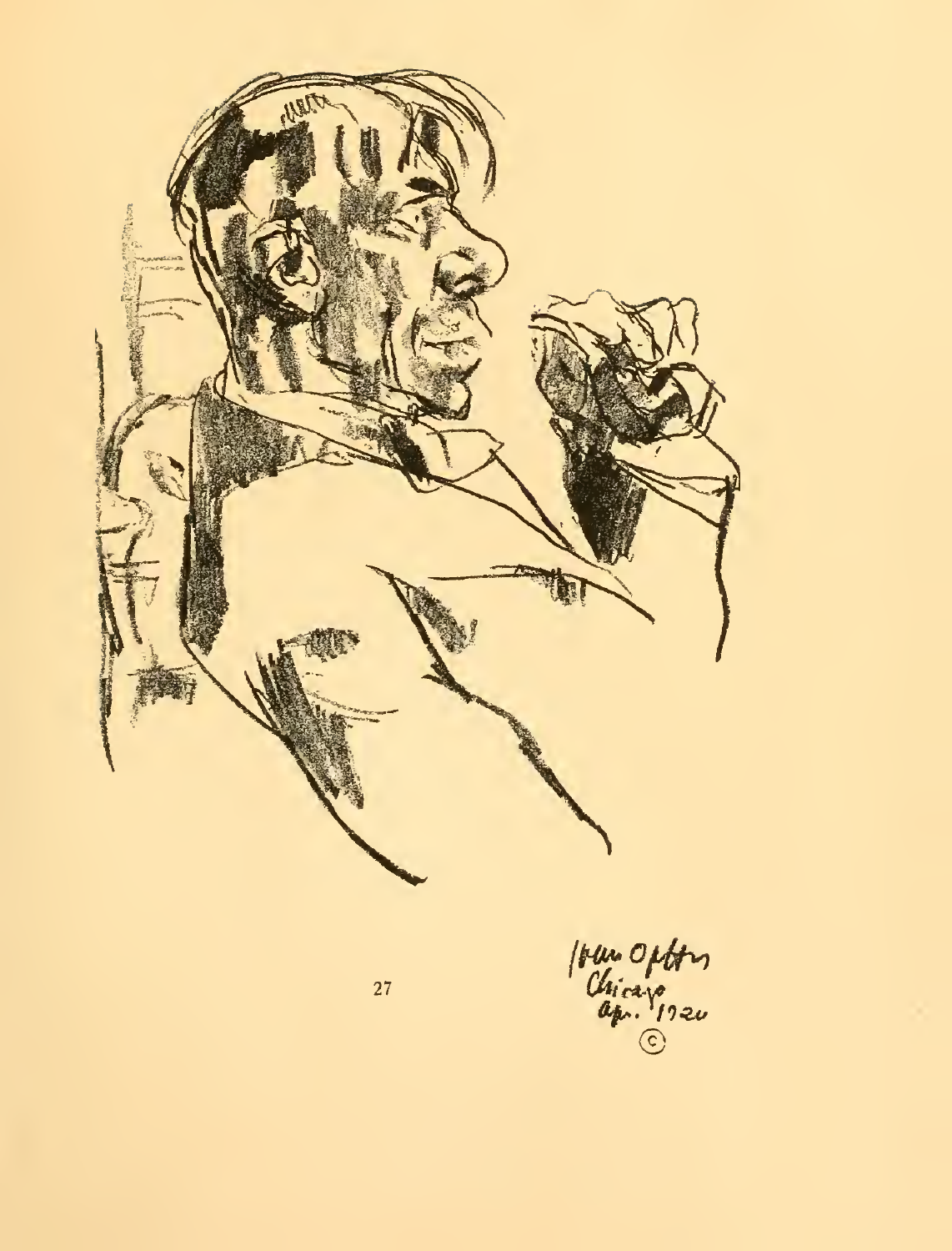Ivan Opffer
Chicago
Apr. 1920
©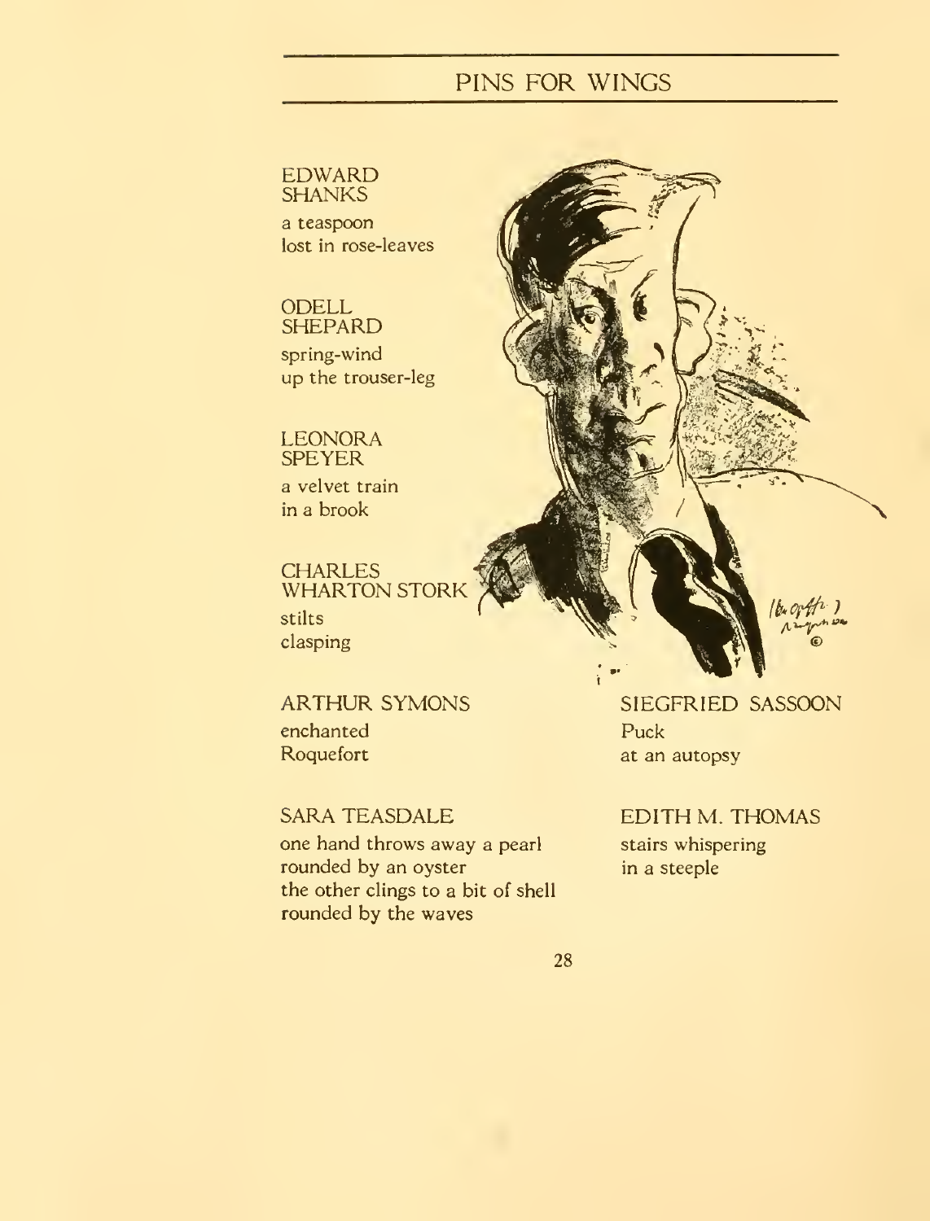EDWARD SHANKS

a teaspoon
lost in rose-leaves

ODELL SHEPARD

spring-wind
up the trouser-leg

LEONORA SPEYER

a velvet train
in a brook

CHARLES WHARTON STORK

stilts
clasping

ARTHUR SYMONS

enchanted
Roquefort

SARA TEASDALE

one hand throws away a pearl
rounded by an oyster
the other clings to a bit of shell
rounded by the waves

SIEGFRIED SASSOON

Puck
at an autopsy

EDITH M. THOMAS

stairs whispering
in a steeple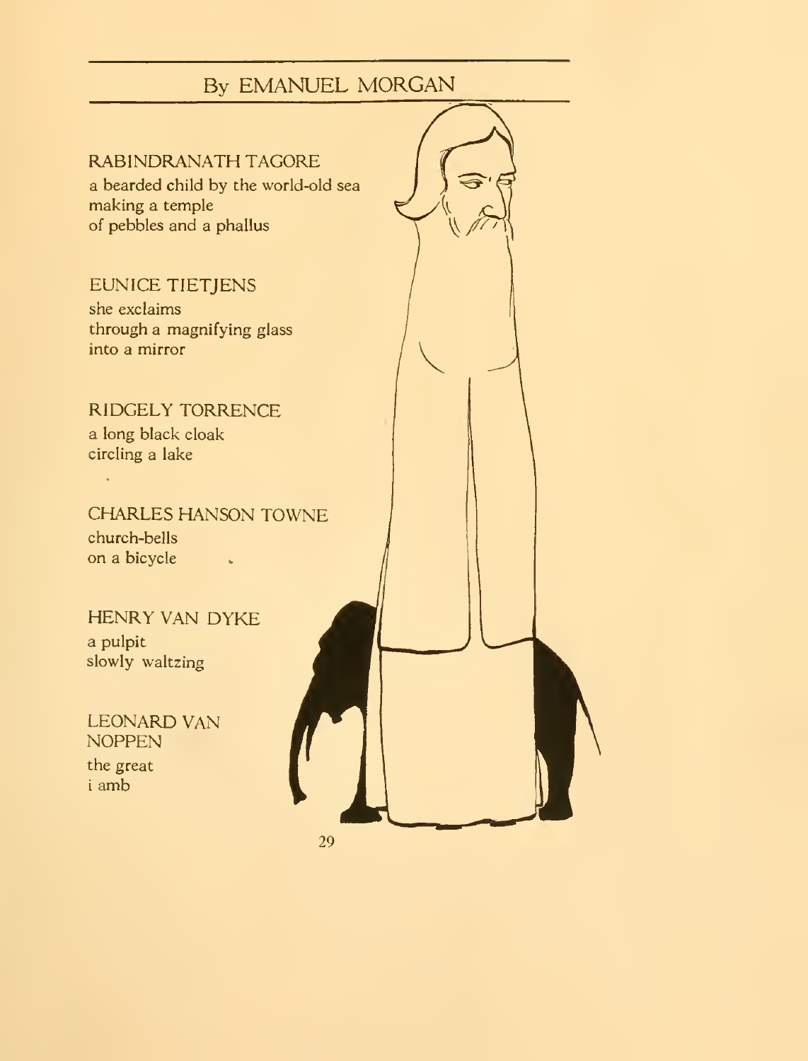## By EMANUEL MORGAN

### RABINDRANATH TAGORE

a bearded child by the world-old sea
making a temple
of pebbles and a phallus

### EUNICE TIETJENS

she exclaims
through a magnifying glass
into a mirror

### RIDGELY TORRENCE

a long black cloak
circling a lake

### CHARLES HANSON TOWNE

church-bells
on a bicycle

### HENRY VAN DYKE

a pulpit
slowly waltzing

### LEONARD VAN NOPPEN

the great
i amb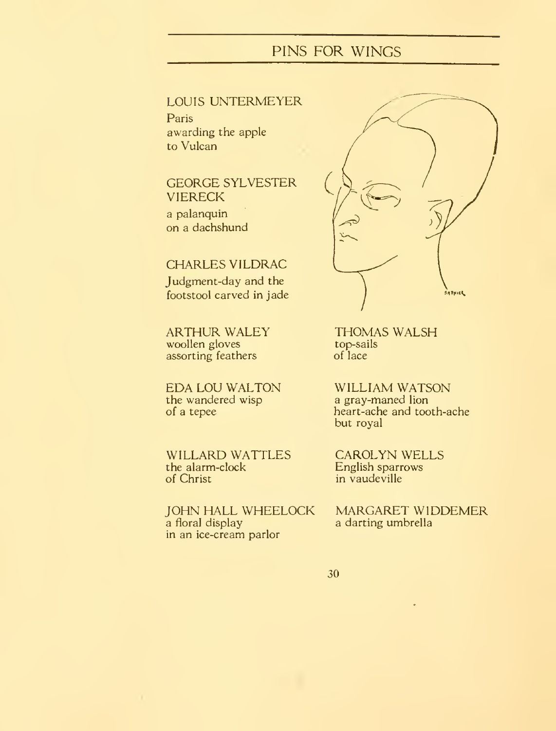## PINS FOR WINGS

LOUIS UNTERMEYER
Paris
awarding the apple
to Vulcan

GEORGE SYLVESTER VIERECK
a palanquin
on a dachshund

CHARLES VILDRAC
Judgment-day and the
footstool carved in jade

ARTHUR WALEY
woollen gloves
assorting feathers

EDA LOU WALTON
the wandered wisp
of a tepee

WILLARD WATTLES
the alarm-clock
of Christ

JOHN HALL WHEELOCK
a floral display
in an ice-cream parlor

THOMAS WALSH
top-sails
of lace

WILLIAM WATSON
a gray-maned lion
heart-ache and tooth-ache
but royal

CAROLYN WELLS
English sparrows
in vaudeville

MARGARET WIDDEMER
a darting umbrella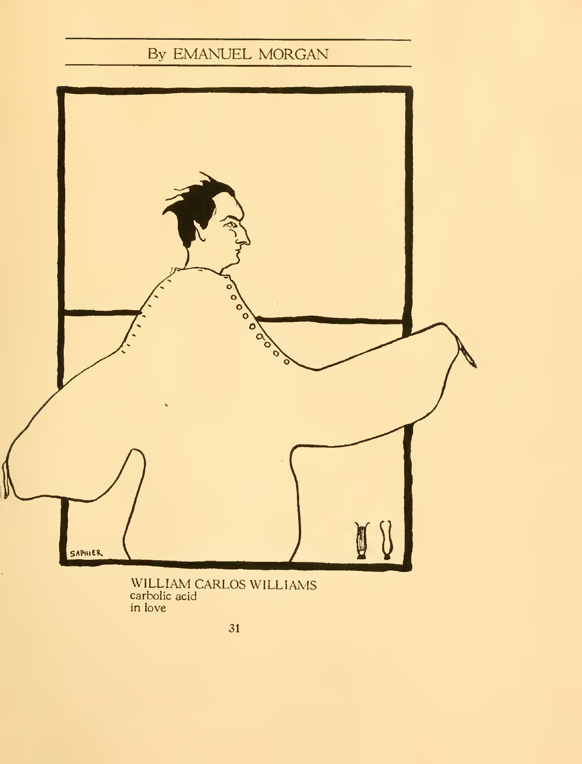By EMANUEL MORGAN

WILLIAM CARLOS WILLIAMS
carbolic acid
in love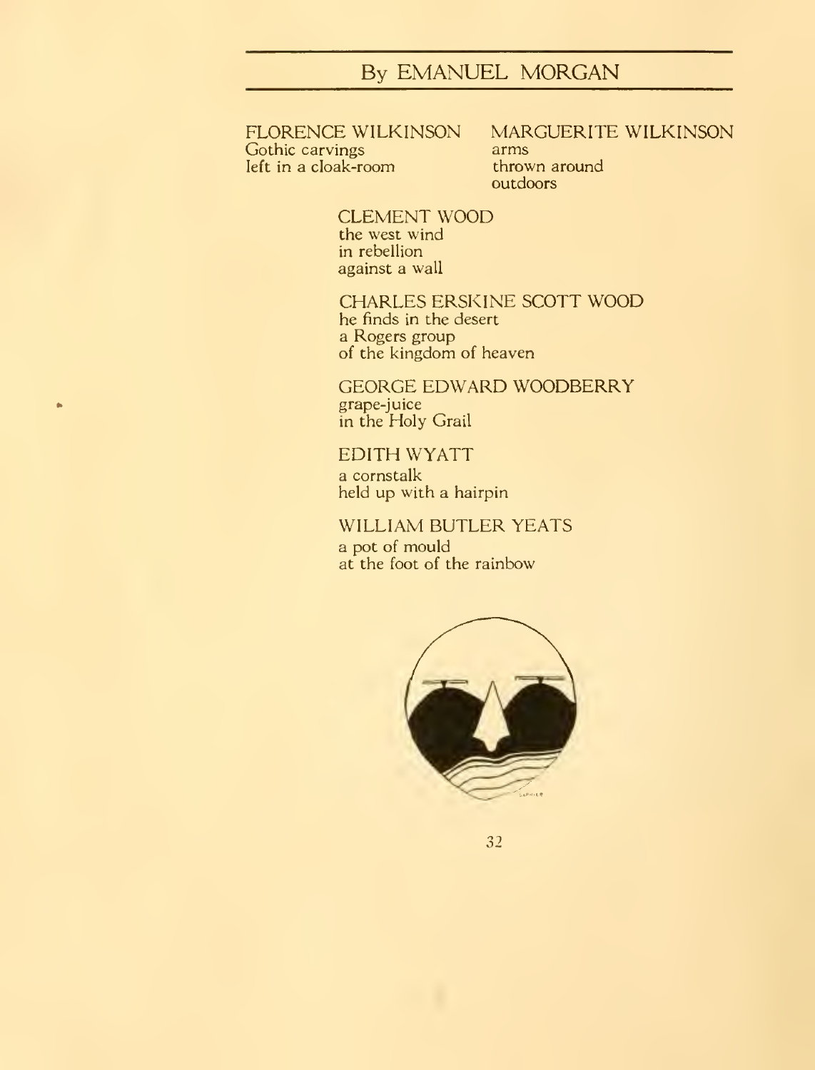## By EMANUEL MORGAN

FLORENCE WILKINSON
Gothic carvings
left in a cloak-room

MARGUERITE WILKINSON
arms
thrown around
outdoors

CLEMENT WOOD
the west wind
in rebellion
against a wall

CHARLES ERSKINE SCOTT WOOD
he finds in the desert
a Rogers group
of the kingdom of heaven

GEORGE EDWARD WOODBERRY
grape-juice
in the Holy Grail

EDITH WYATT
a cornstalk
held up with a hairpin

WILLIAM BUTLER YEATS
a pot of mould
at the foot of the rainbow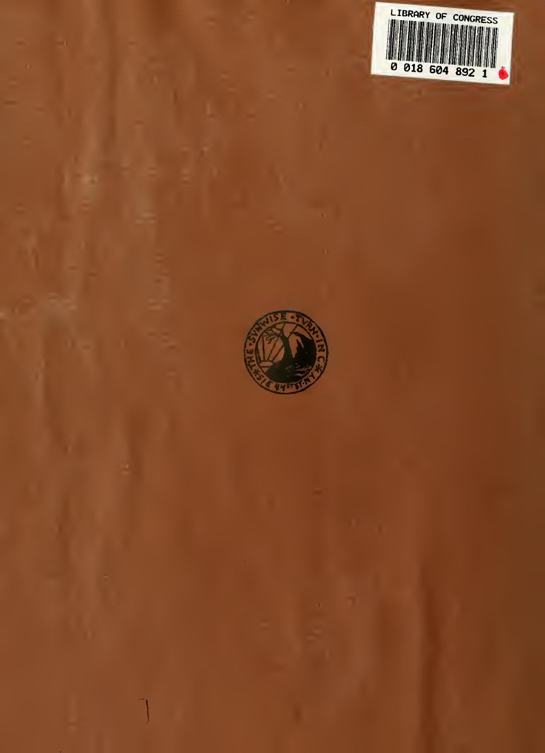LIBRARY OF CONGRESS

0 018 604 892 1

THE SUNWISE TURN INC 51 E 44TH ST NY